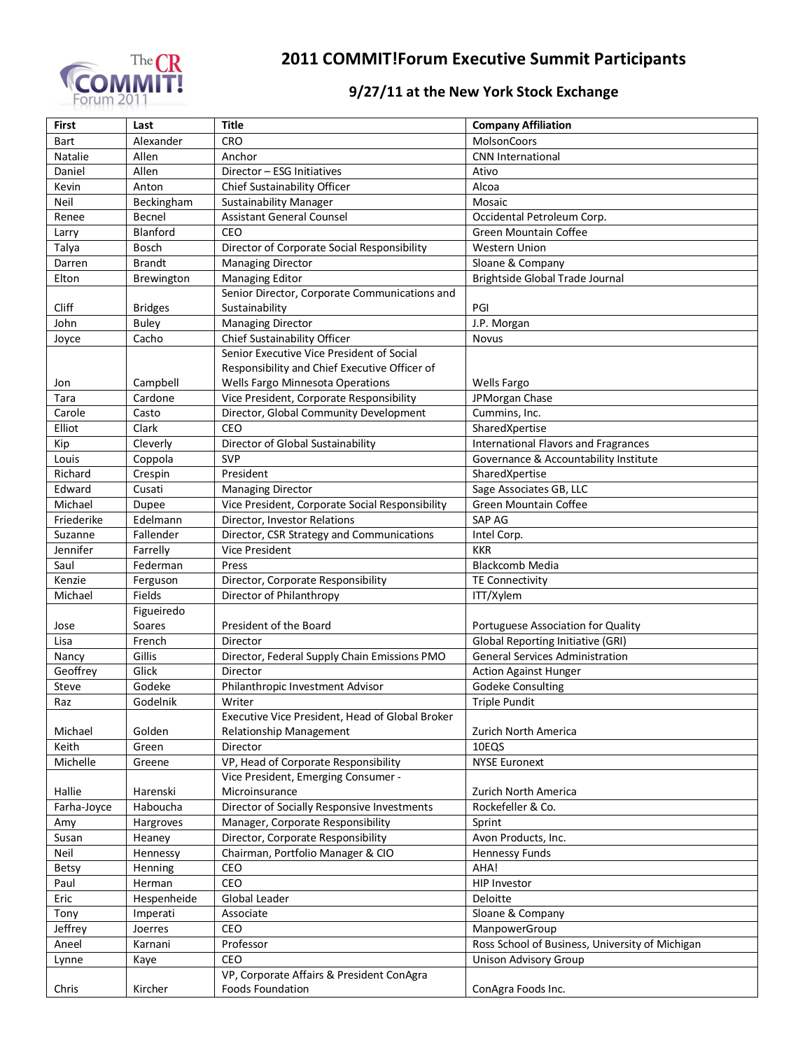# 2011 COMMIT!Forum Executive Summit Participants

## 9/27/11 at the New York Stock Exchange

| First | Last | Title | Company Affiliation |
|---|---|---|---|
| Bart | Alexander | CRO | MolsonCoors |
| Natalie | Allen | Anchor | CNN International |
| Daniel | Allen | Director – ESG Initiatives | Ativo |
| Kevin | Anton | Chief Sustainability Officer | Alcoa |
| Neil | Beckingham | Sustainability Manager | Mosaic |
| Renee | Becnel | Assistant General Counsel | Occidental Petroleum Corp. |
| Larry | Blanford | CEO | Green Mountain Coffee |
| Talya | Bosch | Director of Corporate Social Responsibility | Western Union |
| Darren | Brandt | Managing Director | Sloane & Company |
| Elton | Brewington | Managing Editor | Brightside Global Trade Journal |
| Cliff | Bridges | Senior Director, Corporate Communications and Sustainability | PGI |
| John | Buley | Managing Director | J.P. Morgan |
| Joyce | Cacho | Chief Sustainability Officer | Novus |
| Jon | Campbell | Senior Executive Vice President of Social Responsibility and Chief Executive Officer of Wells Fargo Minnesota Operations | Wells Fargo |
| Tara | Cardone | Vice President, Corporate Responsibility | JPMorgan Chase |
| Carole | Casto | Director, Global Community Development | Cummins, Inc. |
| Elliot | Clark | CEO | SharedXpertise |
| Kip | Cleverly | Director of Global Sustainability | International Flavors and Fragrances |
| Louis | Coppola | SVP | Governance & Accountability Institute |
| Richard | Crespin | President | SharedXpertise |
| Edward | Cusati | Managing Director | Sage Associates GB, LLC |
| Michael | Dupee | Vice President, Corporate Social Responsibility | Green Mountain Coffee |
| Friederike | Edelmann | Director, Investor Relations | SAP AG |
| Suzanne | Fallender | Director, CSR Strategy and Communications | Intel Corp. |
| Jennifer | Farrelly | Vice President | KKR |
| Saul | Federman | Press | Blackcomb Media |
| Kenzie | Ferguson | Director, Corporate Responsibility | TE Connectivity |
| Michael | Fields | Director of Philanthropy | ITT/Xylem |
| Jose | Figueiredo Soares | President of the Board | Portuguese Association for Quality |
| Lisa | French | Director | Global Reporting Initiative (GRI) |
| Nancy | Gillis | Director, Federal Supply Chain Emissions PMO | General Services Administration |
| Geoffrey | Glick | Director | Action Against Hunger |
| Steve | Godeke | Philanthropic Investment Advisor | Godeke Consulting |
| Raz | Godelnik | Writer | Triple Pundit |
| Michael | Golden | Executive Vice President, Head of Global Broker Relationship Management | Zurich North America |
| Keith | Green | Director | 10EQS |
| Michelle | Greene | VP, Head of Corporate Responsibility | NYSE Euronext |
| Hallie | Harenski | Vice President, Emerging Consumer - Microinsurance | Zurich North America |
| Farha-Joyce | Haboucha | Director of Socially Responsive Investments | Rockefeller & Co. |
| Amy | Hargroves | Manager, Corporate Responsibility | Sprint |
| Susan | Heaney | Director, Corporate Responsibility | Avon Products, Inc. |
| Neil | Hennessy | Chairman, Portfolio Manager & CIO | Hennessy Funds |
| Betsy | Henning | CEO | AHA! |
| Paul | Herman | CEO | HIP Investor |
| Eric | Hespenheide | Global Leader | Deloitte |
| Tony | Imperati | Associate | Sloane & Company |
| Jeffrey | Joerres | CEO | ManpowerGroup |
| Aneel | Karnani | Professor | Ross School of Business, University of Michigan |
| Lynne | Kaye | CEO | Unison Advisory Group |
| Chris | Kircher | VP, Corporate Affairs & President ConAgra Foods Foundation | ConAgra Foods Inc. |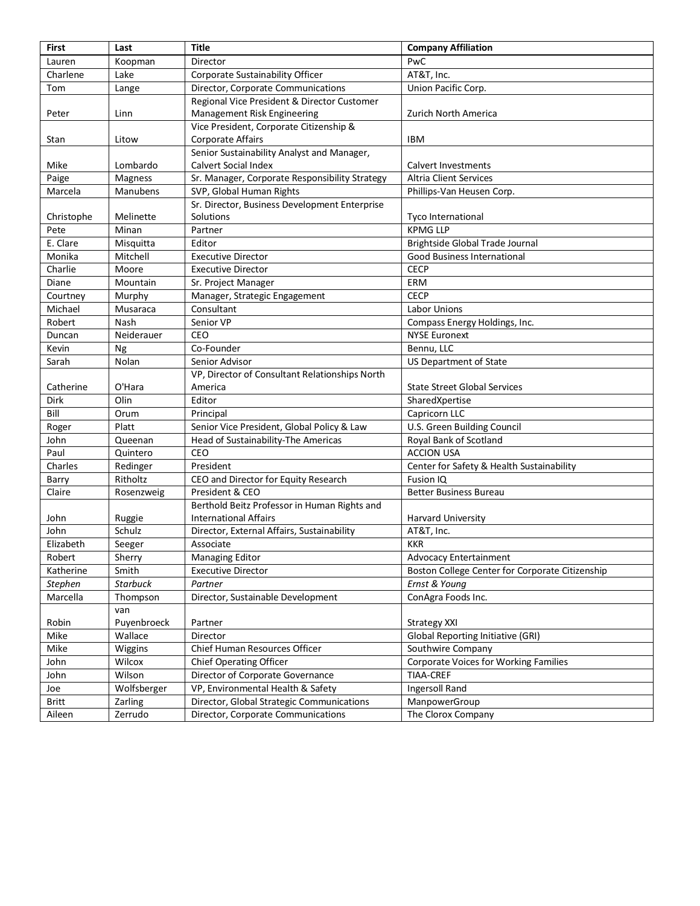| First | Last | Title | Company Affiliation |
|---|---|---|---|
| Lauren | Koopman | Director | PwC |
| Charlene | Lake | Corporate Sustainability Officer | AT&T, Inc. |
| Tom | Lange | Director, Corporate Communications | Union Pacific Corp. |
| Peter | Linn | Regional Vice President & Director Customer Management Risk Engineering | Zurich North America |
| Stan | Litow | Vice President, Corporate Citizenship & Corporate Affairs | IBM |
| Mike | Lombardo | Senior Sustainability Analyst and Manager, Calvert Social Index | Calvert Investments |
| Paige | Magness | Sr. Manager, Corporate Responsibility Strategy | Altria Client Services |
| Marcela | Manubens | SVP, Global Human Rights | Phillips-Van Heusen Corp. |
| Christophe | Melinette | Sr. Director, Business Development Enterprise Solutions | Tyco International |
| Pete | Minan | Partner | KPMG LLP |
| E. Clare | Misquitta | Editor | Brightside Global Trade Journal |
| Monika | Mitchell | Executive Director | Good Business International |
| Charlie | Moore | Executive Director | CECP |
| Diane | Mountain | Sr. Project Manager | ERM |
| Courtney | Murphy | Manager, Strategic Engagement | CECP |
| Michael | Musaraca | Consultant | Labor Unions |
| Robert | Nash | Senior VP | Compass Energy Holdings, Inc. |
| Duncan | Neiderauer | CEO | NYSE Euronext |
| Kevin | Ng | Co-Founder | Bennu, LLC |
| Sarah | Nolan | Senior Advisor | US Department of State |
| Catherine | O'Hara | VP, Director of Consultant Relationships North America | State Street Global Services |
| Dirk | Olin | Editor | SharedXpertise |
| Bill | Orum | Principal | Capricorn LLC |
| Roger | Platt | Senior Vice President, Global Policy & Law | U.S. Green Building Council |
| John | Queenan | Head of Sustainability-The Americas | Royal Bank of Scotland |
| Paul | Quintero | CEO | ACCION USA |
| Charles | Redinger | President | Center for Safety & Health Sustainability |
| Barry | Ritholtz | CEO and Director for Equity Research | Fusion IQ |
| Claire | Rosenzweig | President & CEO | Better Business Bureau |
| John | Ruggie | Berthold Beitz Professor in Human Rights and International Affairs | Harvard University |
| John | Schulz | Director, External Affairs, Sustainability | AT&T, Inc. |
| Elizabeth | Seeger | Associate | KKR |
| Robert | Sherry | Managing Editor | Advocacy Entertainment |
| Katherine | Smith | Executive Director | Boston College Center for Corporate Citizenship |
| *Stephen* | *Starbuck* | *Partner* | *Ernst & Young* |
| Marcella | Thompson | Director, Sustainable Development | ConAgra Foods Inc. |
| Robin | van Puyenbroeck | Partner | Strategy XXI |
| Mike | Wallace | Director | Global Reporting Initiative (GRI) |
| Mike | Wiggins | Chief Human Resources Officer | Southwire Company |
| John | Wilcox | Chief Operating Officer | Corporate Voices for Working Families |
| John | Wilson | Director of Corporate Governance | TIAA-CREF |
| Joe | Wolfsberger | VP, Environmental Health & Safety | Ingersoll Rand |
| Britt | Zarling | Director, Global Strategic Communications | ManpowerGroup |
| Aileen | Zerrudo | Director, Corporate Communications | The Clorox Company |